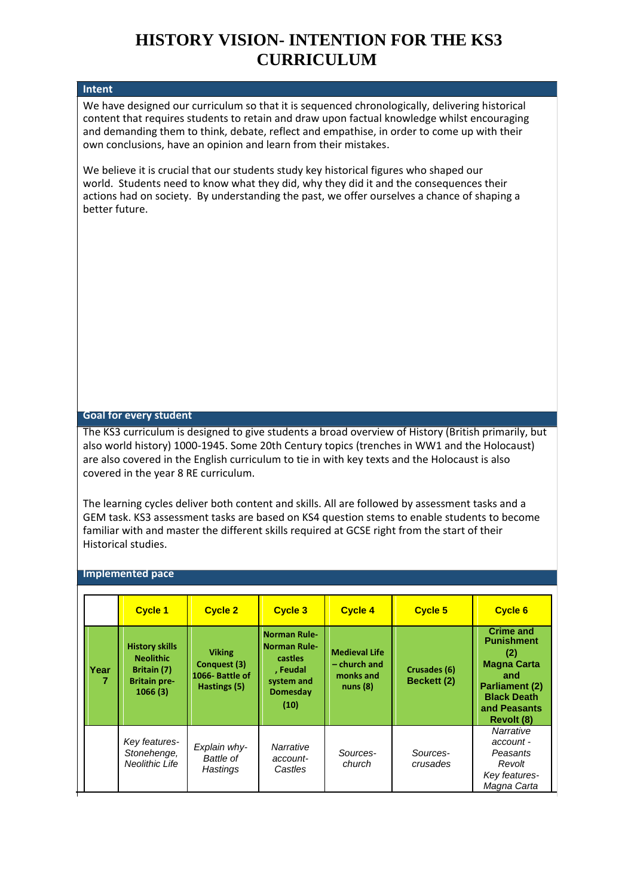# HISTORY VISION- INTENTION FOR THE KS3 CURRICULUM

## Intent

We have designed our curriculum so that it is sequenced chronologically, delivering historical content that requires students to retain and draw upon factual knowledge whilst encouraging and demanding them to think, debate, reflect and empathise, in order to come up with their own conclusions, have an opinion and learn from their mistakes.

We believe it is crucial that our students study key historical figures who shaped our world. Students need to know what they did, why they did it and the consequences their actions had on society. By understanding the past, we offer ourselves a chance of shaping a better future.

## Goal for every student

The KS3 curriculum is designed to give students a broad overview of History (British primarily, but also world history) 1000-1945. Some 20th Century topics (trenches in WW1 and the Holocaust) are also covered in the English curriculum to tie in with key texts and the Holocaust is also covered in the year 8 RE curriculum.

The learning cycles deliver both content and skills. All are followed by assessment tasks and a GEM task. KS3 assessment tasks are based on KS4 question stems to enable students to become familiar with and master the different skills required at GCSE right from the start of their Historical studies.

## Implemented pace

| | Cycle 1 | Cycle 2 | Cycle 3 | Cycle 4 | Cycle 5 | Cycle 6 |
|---|---|---|---|---|---|---|
| **Year 7** | **History skills Neolithic Britain (7) Britain pre-1066 (3)** | **Viking Conquest (3) 1066- Battle of Hastings (5)** | **Norman Rule- Norman Rule- castles , Feudal system and Domesday (10)** | **Medieval Life – church and monks and nuns (8)** | **Crusades (6) Beckett (2)** | **Crime and Punishment (2) Magna Carta and Parliament (2) Black Death and Peasants Revolt (8)** |
| | *Key features- Stonehenge, Neolithic Life* | *Explain why- Battle of Hastings* | *Narrative account- Castles* | *Sources- church* | *Sources- crusades* | *Narrative account - Peasants Revolt Key features- Magna Carta* |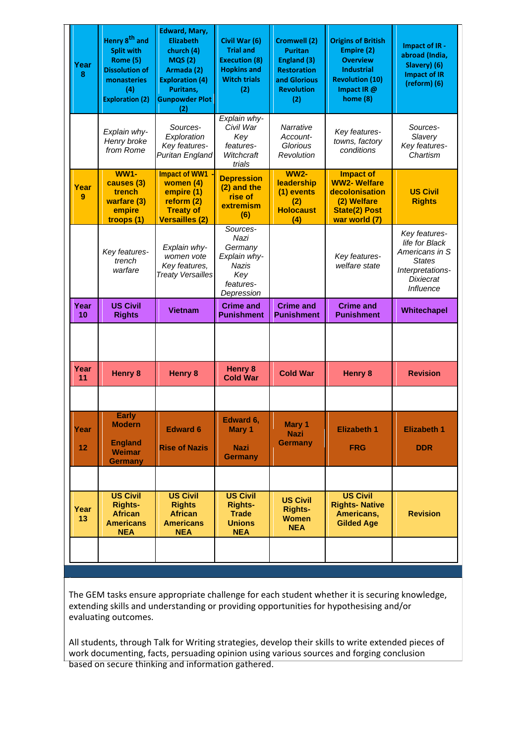| | | | | | | |
|---|---|---|---|---|---|---|
| **Year 8** | **Henry 8th and Split with Rome (5) Dissolution of monasteries (4) Exploration (2)** | **Edward, Mary, Elizabeth church (4) MQS (2) Armada (2) Exploration (4) Puritans, Gunpowder Plot (2)** | **Civil War (6) Trial and Execution (8) Hopkins and Witch trials (2)** | **Cromwell (2) Puritan England (3) Restoration and Glorious Revolution (2)** | **Origins of British Empire (2) Overview Industrial Revolution (10) Impact IR @ home (8)** | **Impact of IR - abroad (India, Slavery) (6) Impact of IR (reform) (6)** |
| | *Explain why- Henry broke from Rome* | *Sources- Exploration Key features- Puritan England* | *Explain why- Civil War Key features- Witchcraft trials* | *Narrative Account- Glorious Revolution* | *Key features- towns, factory conditions* | *Sources- Slavery Key features- Chartism* |
| **Year 9** | **WW1- causes (3) trench warfare (3) empire troops (1)** | **Impact of WW1 - women (4) empire (1) reform (2) Treaty of Versailles (2)** | **Depression (2) and the rise of extremism (6)** | **WW2- leadership (1) events (2) Holocaust (4)** | **Impact of WW2- Welfare decolonisation (2) Welfare State(2) Post war world (7)** | **US Civil Rights** |
| | *Key features- trench warfare* | *Explain why- women vote Key features, Treaty Versailles* | *Sources- Nazi Germany Explain why- Nazis Key features- Depression* | | *Key features- welfare state* | *Key features- life for Black Americans in S States Interpretations- Dixiecrat Influence* |
| **Year 10** | **US Civil Rights** | **Vietnam** | **Crime and Punishment** | **Crime and Punishment** | **Crime and Punishment** | **Whitechapel** |
| | | | | | | |
| **Year 11** | **Henry 8** | **Henry 8** | **Henry 8 Cold War** | **Cold War** | **Henry 8** | **Revision** |
| | | | | | | |
| **Year 12** | **Early Modern England Weimar Germany** | **Edward 6 Rise of Nazis** | **Edward 6, Mary 1 Nazi Germany** | **Mary 1 Nazi Germany** | **Elizabeth 1 FRG** | **Elizabeth 1 DDR** |
| | | | | | | |
| **Year 13** | **US Civil Rights- African Americans NEA** | **US Civil Rights African Americans NEA** | **US Civil Rights- Trade Unions NEA** | **US Civil Rights- Women NEA** | **US Civil Rights- Native Americans, Gilded Age** | **Revision** |
| | | | | | | |

The GEM tasks ensure appropriate challenge for each student whether it is securing knowledge, extending skills and understanding or providing opportunities for hypothesising and/or evaluating outcomes.

All students, through Talk for Writing strategies, develop their skills to write extended pieces of work documenting, facts, persuading opinion using various sources and forging conclusion based on secure thinking and information gathered.